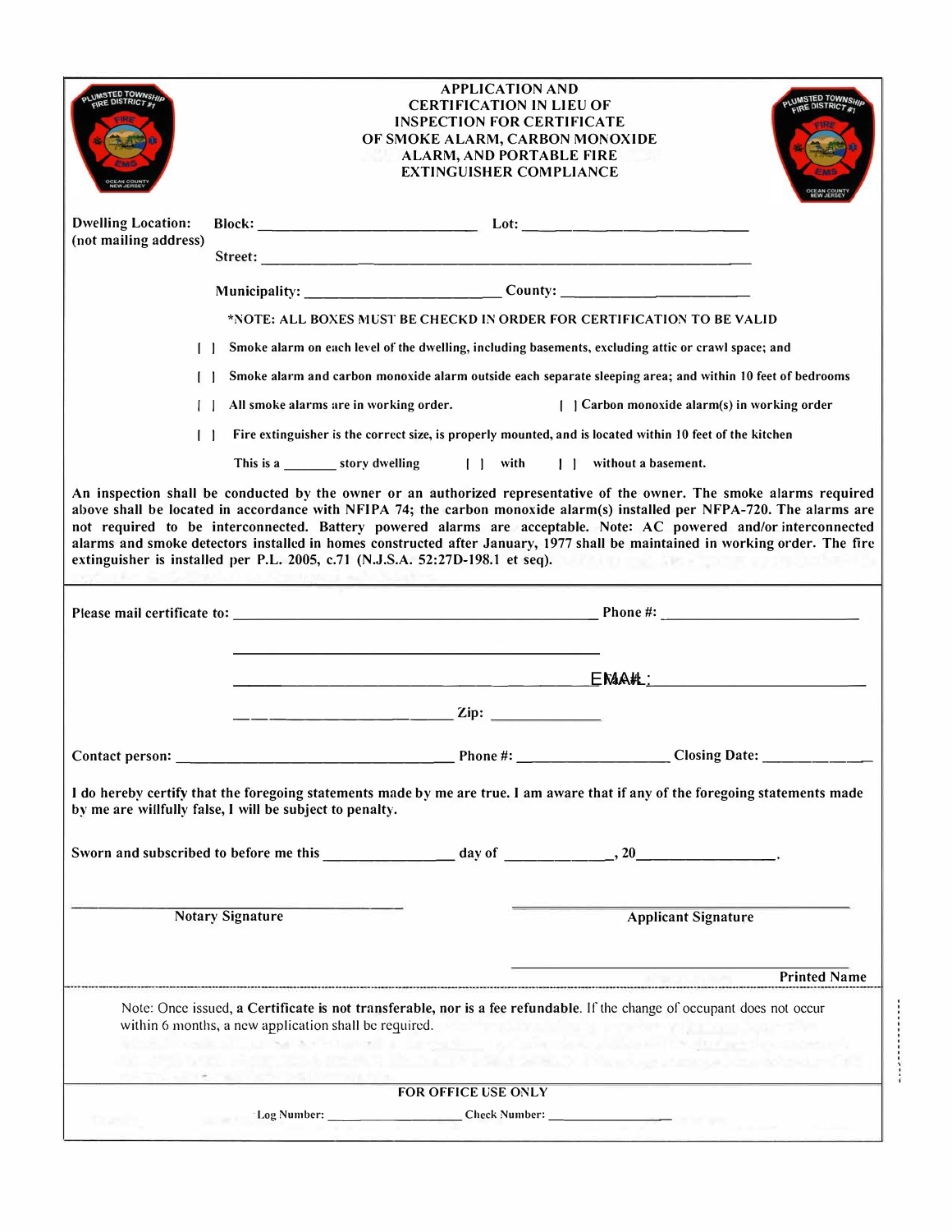# APPLICATION AND CERTIFICATION IN LIEU OF INSPECTION FOR CERTIFICATE OF SMOKE ALARM, CARBON MONOXIDE ALARM, AND PORTABLE FIRE EXTINGUISHER COMPLIANCE

**Dwelling Location:** **Block:** ____________________ **Lot:** ____________________
**(not mailing address)**

**Street:** ____________________________________________

**Municipality:** ____________________ **County:** ____________________

**\*NOTE: ALL BOXES MUST BE CHECKD IN ORDER FOR CERTIFICATION TO BE VALID**

[ ] **Smoke alarm on each level of the dwelling, including basements, excluding attic or crawl space; and**

[ ] **Smoke alarm and carbon monoxide alarm outside each separate sleeping area; and within 10 feet of bedrooms**

[ ] **All smoke alarms are in working order.** [ ] **Carbon monoxide alarm(s) in working order**

[ ] **Fire extinguisher is the correct size, is properly mounted, and is located within 10 feet of the kitchen**

**This is a _______ story dwelling** [ ] **with** [ ] **without a basement.**

**An inspection shall be conducted by the owner or an authorized representative of the owner. The smoke alarms required above shall be located in accordance with NFIPA 74; the carbon monoxide alarm(s) installed per NFPA-720. The alarms are not required to be interconnected. Battery powered alarms are acceptable. Note: AC powered and/or interconnected alarms and smoke detectors installed in homes constructed after January, 1977 shall be maintained in working order. The fire extinguisher is installed per P.L. 2005, c.71 (N.J.S.A. 52:27D-198.1 et seq).**

---

**Please mail certificate to:** ____________________________ **Phone #:** ____________________

____________________________

____________________________ EMAIL: ____________________

____________________________ **Zip:** ____________

**Contact person:** ____________________ **Phone #:** ____________ **Closing Date:** ____________

**I do hereby certify that the foregoing statements made by me are true. I am aware that if any of the foregoing statements made by me are willfully false, I will be subject to penalty.**

**Sworn and subscribed to before me this** ____________ **day of** ____________**, 20**____________.

____________________________ **Notary Signature**

____________________________ **Applicant Signature**

____________________________ **Printed Name**

---

Note: Once issued, a **Certificate is not transferable, nor is a fee refundable**. If the change of occupant does not occur within 6 months, a new application shall be required.

**FOR OFFICE USE ONLY**

Log Number: ____________ Check Number: ____________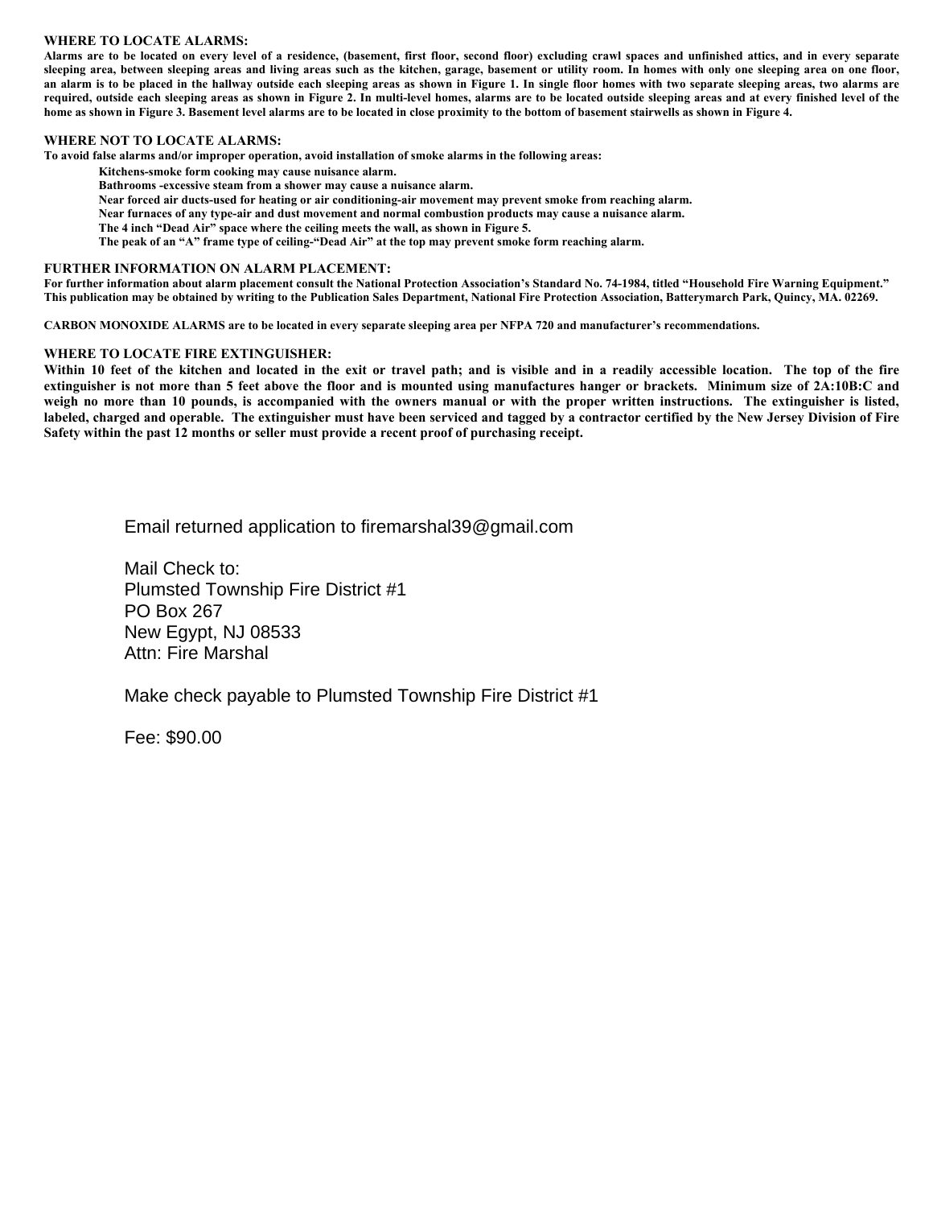## WHERE TO LOCATE ALARMS:

**Alarms are to be located on every level of a residence, (basement, first floor, second floor) excluding crawl spaces and unfinished attics, and in every separate sleeping area, between sleeping areas and living areas such as the kitchen, garage, basement or utility room. In homes with only one sleeping area on one floor, an alarm is to be placed in the hallway outside each sleeping areas as shown in Figure 1. In single floor homes with two separate sleeping areas, two alarms are required, outside each sleeping areas as shown in Figure 2. In multi-level homes, alarms are to be located outside sleeping areas and at every finished level of the home as shown in Figure 3. Basement level alarms are to be located in close proximity to the bottom of basement stairwells as shown in Figure 4.**

## WHERE NOT TO LOCATE ALARMS:

**To avoid false alarms and/or improper operation, avoid installation of smoke alarms in the following areas:**

- **Kitchens-smoke form cooking may cause nuisance alarm.**
- **Bathrooms -excessive steam from a shower may cause a nuisance alarm.**
- **Near forced air ducts-used for heating or air conditioning-air movement may prevent smoke from reaching alarm.**
- **Near furnaces of any type-air and dust movement and normal combustion products may cause a nuisance alarm.**
- **The 4 inch "Dead Air" space where the ceiling meets the wall, as shown in Figure 5.**
- **The peak of an "A" frame type of ceiling-"Dead Air" at the top may prevent smoke form reaching alarm.**

## FURTHER INFORMATION ON ALARM PLACEMENT:

**For further information about alarm placement consult the National Protection Association's Standard No. 74-1984, titled "Household Fire Warning Equipment." This publication may be obtained by writing to the Publication Sales Department, National Fire Protection Association, Batterymarch Park, Quincy, MA. 02269.**

**CARBON MONOXIDE ALARMS are to be located in every separate sleeping area per NFPA 720 and manufacturer's recommendations.**

## WHERE TO LOCATE FIRE EXTINGUISHER:

**Within 10 feet of the kitchen and located in the exit or travel path; and is visible and in a readily accessible location. The top of the fire extinguisher is not more than 5 feet above the floor and is mounted using manufactures hanger or brackets. Minimum size of 2A:10B:C and weigh no more than 10 pounds, is accompanied with the owners manual or with the proper written instructions. The extinguisher is listed, labeled, charged and operable. The extinguisher must have been serviced and tagged by a contractor certified by the New Jersey Division of Fire Safety within the past 12 months or seller must provide a recent proof of purchasing receipt.**

Email returned application to firemarshal39@gmail.com

Mail Check to:
Plumsted Township Fire District #1
PO Box 267
New Egypt, NJ 08533
Attn: Fire Marshal

Make check payable to Plumsted Township Fire District #1

Fee: $90.00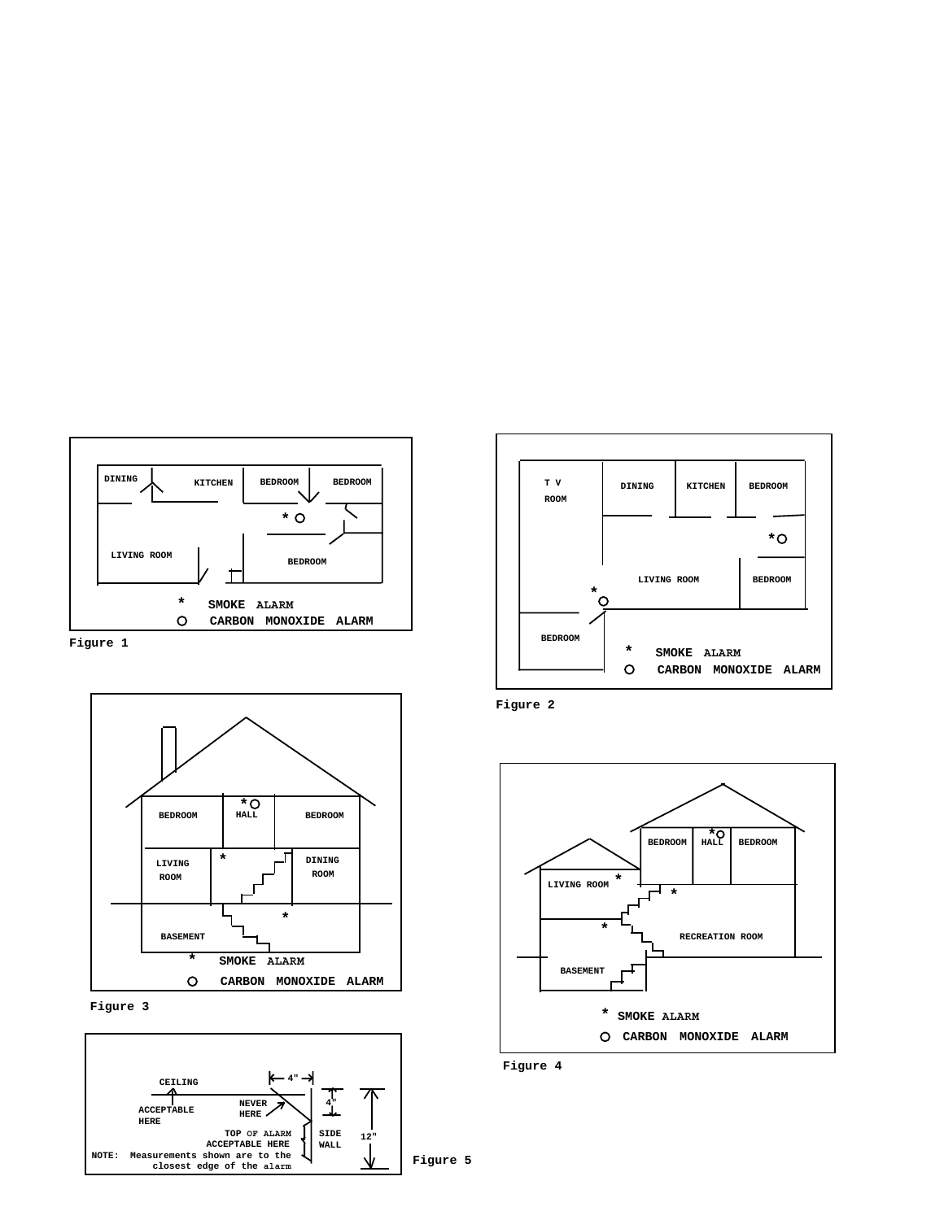DINING

KITCHEN

BEDROOM

BEDROOM

LIVING ROOM

BEDROOM

* SMOKE ALARM

○ CARBON MONOXIDE ALARM

Figure 1

T V ROOM

DINING

KITCHEN

BEDROOM

LIVING ROOM

BEDROOM

BEDROOM

* SMOKE ALARM

○ CARBON MONOXIDE ALARM

Figure 2

BEDROOM

HALL

BEDROOM

LIVING ROOM

DINING ROOM

BASEMENT

* SMOKE ALARM

○ CARBON MONOXIDE ALARM

Figure 3

BEDROOM

HALL

BEDROOM

LIVING ROOM

RECREATION ROOM

BASEMENT

* SMOKE ALARM

○ CARBON MONOXIDE ALARM

Figure 4

CEILING

4"

ACCEPTABLE HERE

NEVER HERE

4"

12"

TOP OF ALARM ACCEPTABLE HERE

SIDE WALL

NOTE: Measurements shown are to the closest edge of the alarm

Figure 5